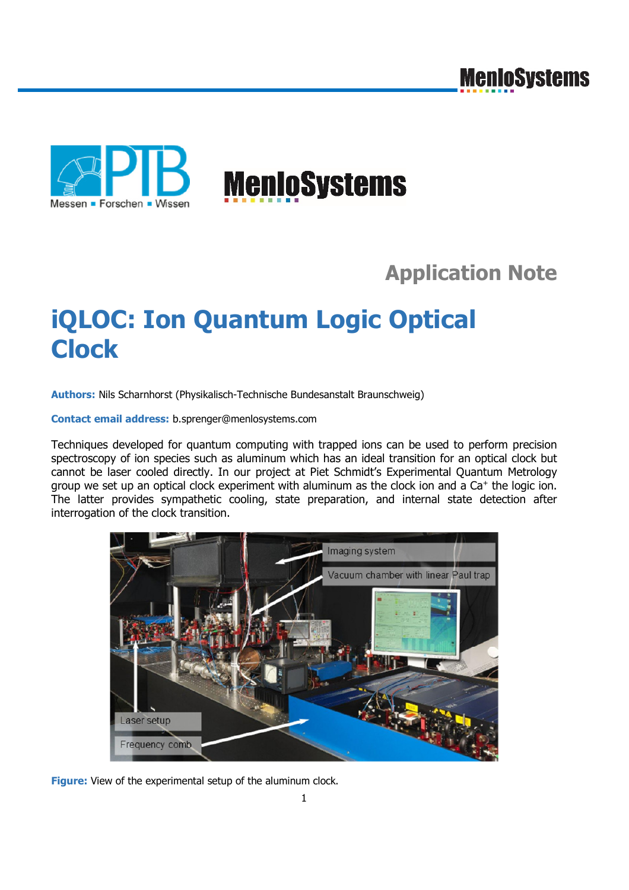Application Note

# iQLOC: Ion Quantum Logic Optical Clock

**Authors:** Nils Scharnhorst (Physikalisch-Technische Bundesanstalt Braunschweig)

**Contact email address:** b.sprenger@menlosystems.com

Techniques developed for quantum computing with trapped ions can be used to perform precision spectroscopy of ion species such as aluminum which has an ideal transition for an optical clock but cannot be laser cooled directly. In our project at Piet Schmidt's Experimental Quantum Metrology group we set up an optical clock experiment with aluminum as the clock ion and a $Ca^{+}$ the logic ion. The latter provides sympathetic cooling, state preparation, and internal state detection after interrogation of the clock transition.

**Figure:** View of the experimental setup of the aluminum clock.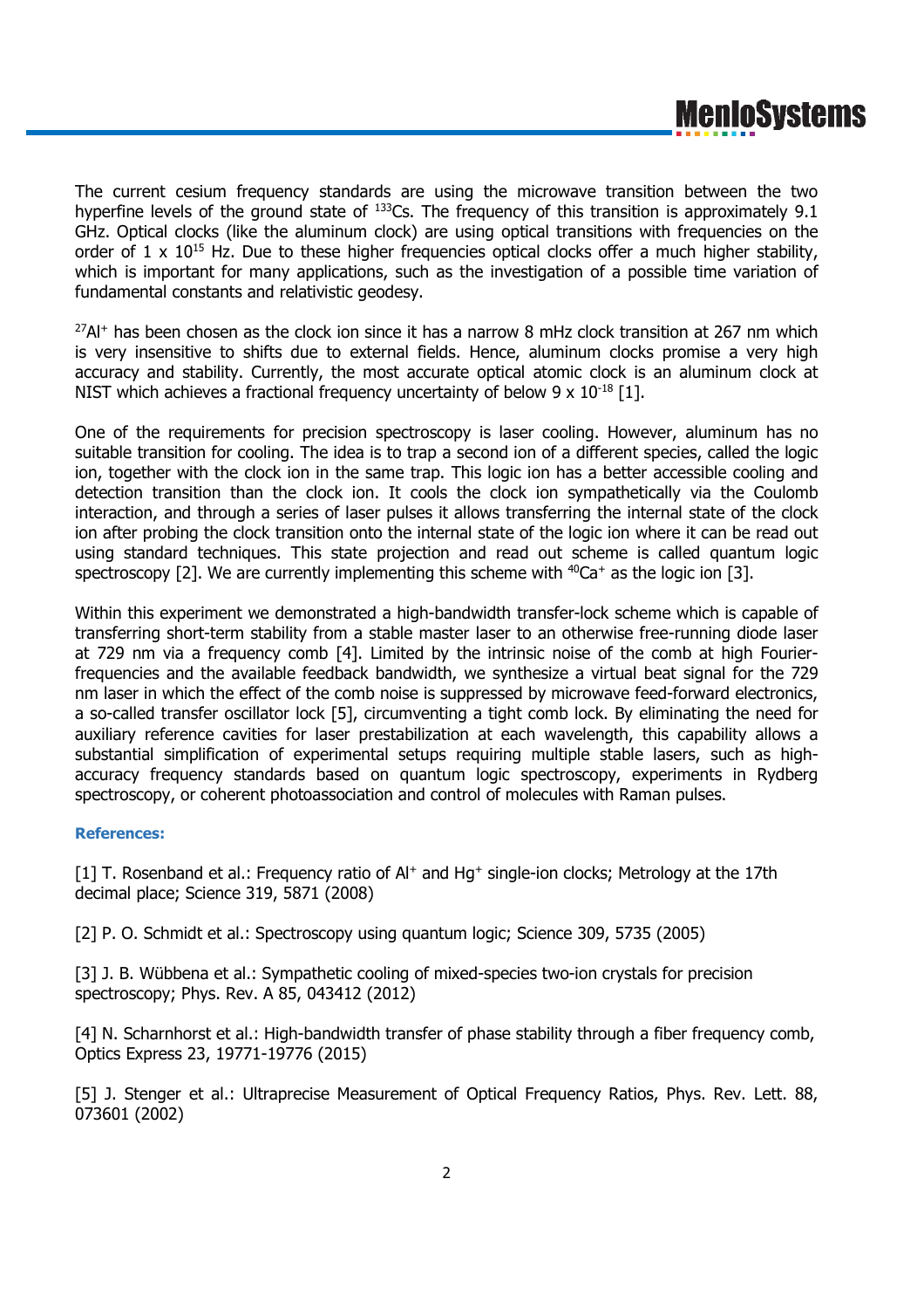The current cesium frequency standards are using the microwave transition between the two hyperfine levels of the ground state of $^{133}Cs$. The frequency of this transition is approximately 9.1 GHz. Optical clocks (like the aluminum clock) are using optical transitions with frequencies on the order of $1 \times 10^{15}$ Hz. Due to these higher frequencies optical clocks offer a much higher stability, which is important for many applications, such as the investigation of a possible time variation of fundamental constants and relativistic geodesy.

$^{27}Al^{+}$ has been chosen as the clock ion since it has a narrow 8 mHz clock transition at 267 nm which is very insensitive to shifts due to external fields. Hence, aluminum clocks promise a very high accuracy and stability. Currently, the most accurate optical atomic clock is an aluminum clock at NIST which achieves a fractional frequency uncertainty of below $9 \times 10^{-18}$ [1].

One of the requirements for precision spectroscopy is laser cooling. However, aluminum has no suitable transition for cooling. The idea is to trap a second ion of a different species, called the logic ion, together with the clock ion in the same trap. This logic ion has a better accessible cooling and detection transition than the clock ion. It cools the clock ion sympathetically via the Coulomb interaction, and through a series of laser pulses it allows transferring the internal state of the clock ion after probing the clock transition onto the internal state of the logic ion where it can be read out using standard techniques. This state projection and read out scheme is called quantum logic spectroscopy [2]. We are currently implementing this scheme with $^{40}Ca^{+}$ as the logic ion [3].

Within this experiment we demonstrated a high-bandwidth transfer-lock scheme which is capable of transferring short-term stability from a stable master laser to an otherwise free-running diode laser at 729 nm via a frequency comb [4]. Limited by the intrinsic noise of the comb at high Fourier-frequencies and the available feedback bandwidth, we synthesize a virtual beat signal for the 729 nm laser in which the effect of the comb noise is suppressed by microwave feed-forward electronics, a so-called transfer oscillator lock [5], circumventing a tight comb lock. By eliminating the need for auxiliary reference cavities for laser prestabilization at each wavelength, this capability allows a substantial simplification of experimental setups requiring multiple stable lasers, such as high-accuracy frequency standards based on quantum logic spectroscopy, experiments in Rydberg spectroscopy, or coherent photoassociation and control of molecules with Raman pulses.

**References:**

[1] T. Rosenband et al.: Frequency ratio of $Al^{+}$ and $Hg^{+}$ single-ion clocks; Metrology at the 17th decimal place; Science 319, 5871 (2008)

[2] P. O. Schmidt et al.: Spectroscopy using quantum logic; Science 309, 5735 (2005)

[3] J. B. Wübbena et al.: Sympathetic cooling of mixed-species two-ion crystals for precision spectroscopy; Phys. Rev. A 85, 043412 (2012)

[4] N. Scharnhorst et al.: High-bandwidth transfer of phase stability through a fiber frequency comb, Optics Express 23, 19771-19776 (2015)

[5] J. Stenger et al.: Ultraprecise Measurement of Optical Frequency Ratios, Phys. Rev. Lett. 88, 073601 (2002)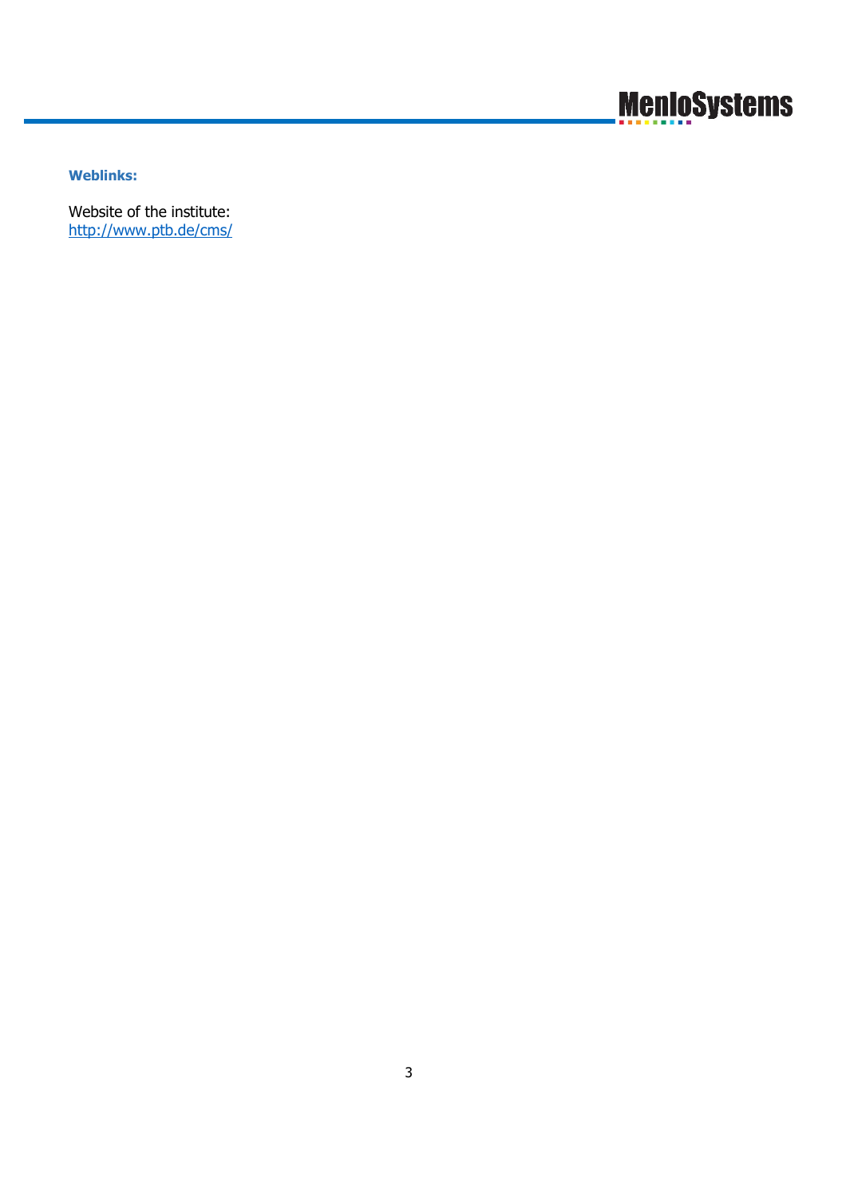**Weblinks:**

Website of the institute:
[http://www.ptb.de/cms/](http://www.ptb.de/cms/)